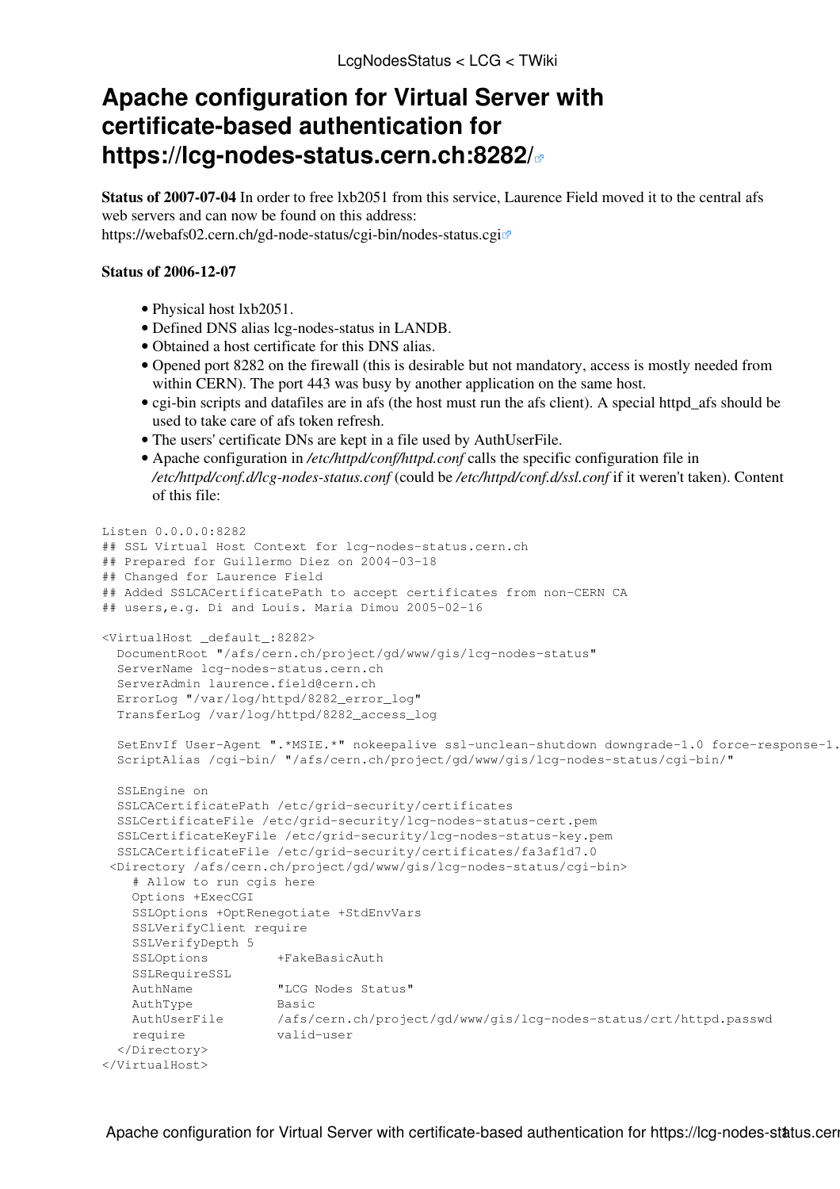# Apache configuration for Virtual Server with certificate-based authentication for https://lcg-nodes-status.cern.ch:8282/

**Status of 2007-07-04** In order to free lxb2051 from this service, Laurence Field moved it to the central afs web servers and can now be found on this address: https://webafs02.cern.ch/gd-node-status/cgi-bin/nodes-status.cgi

**Status of 2006-12-07**

- Physical host lxb2051.
- Defined DNS alias lcg-nodes-status in LANDB.
- Obtained a host certificate for this DNS alias.
- Opened port 8282 on the firewall (this is desirable but not mandatory, access is mostly needed from within CERN). The port 443 was busy by another application on the same host.
- cgi-bin scripts and datafiles are in afs (the host must run the afs client). A special httpd_afs should be used to take care of afs token refresh.
- The users' certificate DNs are kept in a file used by AuthUserFile.
- Apache configuration in */etc/httpd/conf/httpd.conf* calls the specific configuration file in */etc/httpd/conf.d/lcg-nodes-status.conf* (could be */etc/httpd/conf.d/ssl.conf* if it weren't taken). Content of this file:

```
Listen 0.0.0.0:8282
## SSL Virtual Host Context for lcg-nodes-status.cern.ch
## Prepared for Guillermo Diez on 2004-03-18
## Changed for Laurence Field
## Added SSLCACertificatePath to accept certificates from non-CERN CA
## users,e.g. Di and Louis. Maria Dimou 2005-02-16

<VirtualHost _default_:8282>
  DocumentRoot "/afs/cern.ch/project/gd/www/gis/lcg-nodes-status"
  ServerName lcg-nodes-status.cern.ch
  ServerAdmin laurence.field@cern.ch
  ErrorLog "/var/log/httpd/8282_error_log"
  TransferLog /var/log/httpd/8282_access_log

  SetEnvIf User-Agent ".*MSIE.*" nokeepalive ssl-unclean-shutdown downgrade-1.0 force-response-1.
  ScriptAlias /cgi-bin/ "/afs/cern.ch/project/gd/www/gis/lcg-nodes-status/cgi-bin/"

  SSLEngine on
  SSLCACertificatePath /etc/grid-security/certificates
  SSLCertificateFile /etc/grid-security/lcg-nodes-status-cert.pem
  SSLCertificateKeyFile /etc/grid-security/lcg-nodes-status-key.pem
  SSLCACertificateFile /etc/grid-security/certificates/fa3af1d7.0
 <Directory /afs/cern.ch/project/gd/www/gis/lcg-nodes-status/cgi-bin>
    # Allow to run cgis here
    Options +ExecCGI
    SSLOptions +OptRenegotiate +StdEnvVars
    SSLVerifyClient require
    SSLVerifyDepth 5
    SSLOptions         +FakeBasicAuth
    SSLRequireSSL
    AuthName           "LCG Nodes Status"
    AuthType           Basic
    AuthUserFile       /afs/cern.ch/project/gd/www/gis/lcg-nodes-status/crt/httpd.passwd
    require            valid-user
  </Directory>
</VirtualHost>
```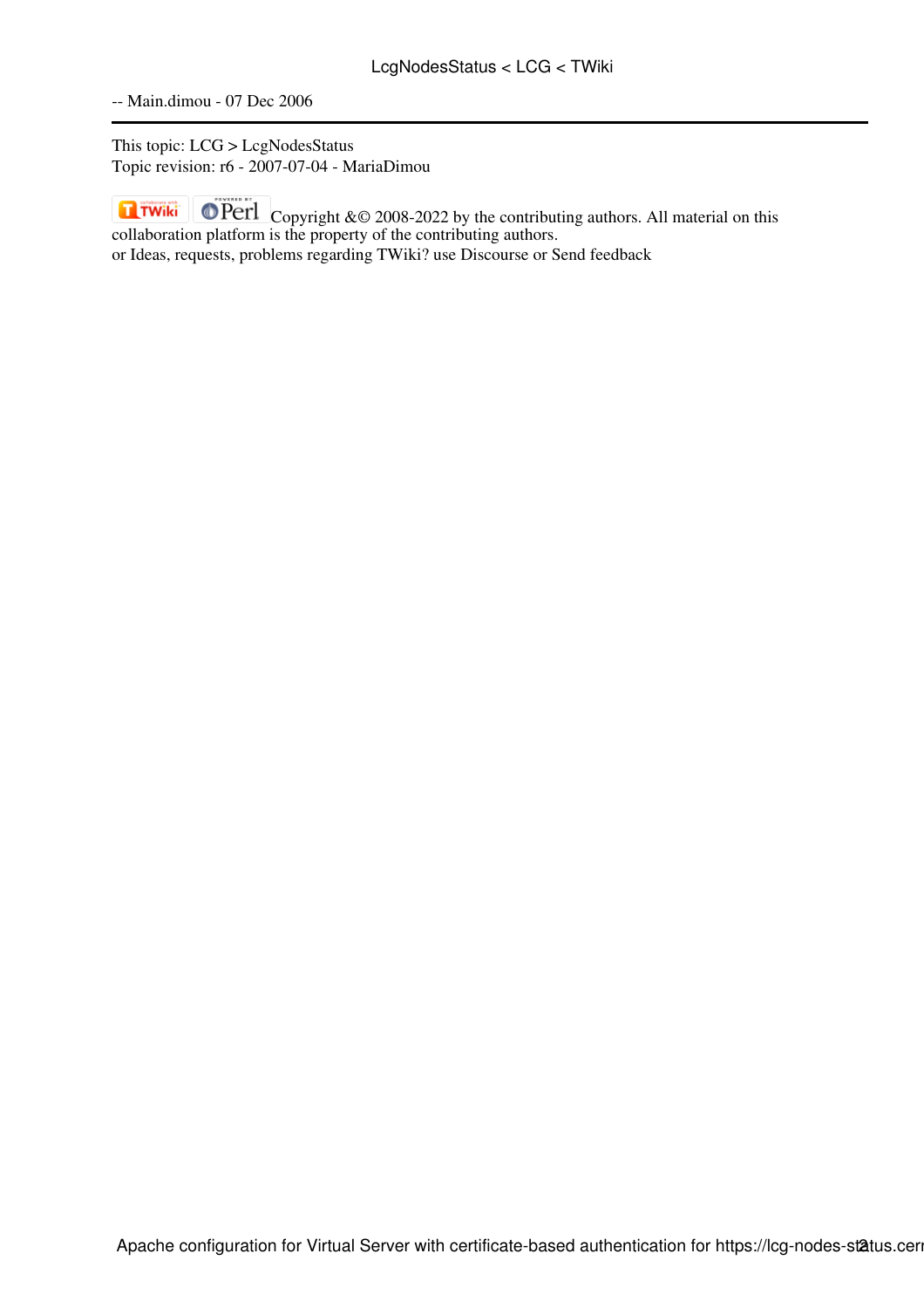-- Main.dimou - 07 Dec 2006

---

This topic: LCG > LcgNodesStatus
Topic revision: r6 - 2007-07-04 - MariaDimou

Copyright &© 2008-2022 by the contributing authors. All material on this collaboration platform is the property of the contributing authors.
or Ideas, requests, problems regarding TWiki? use Discourse or Send feedback